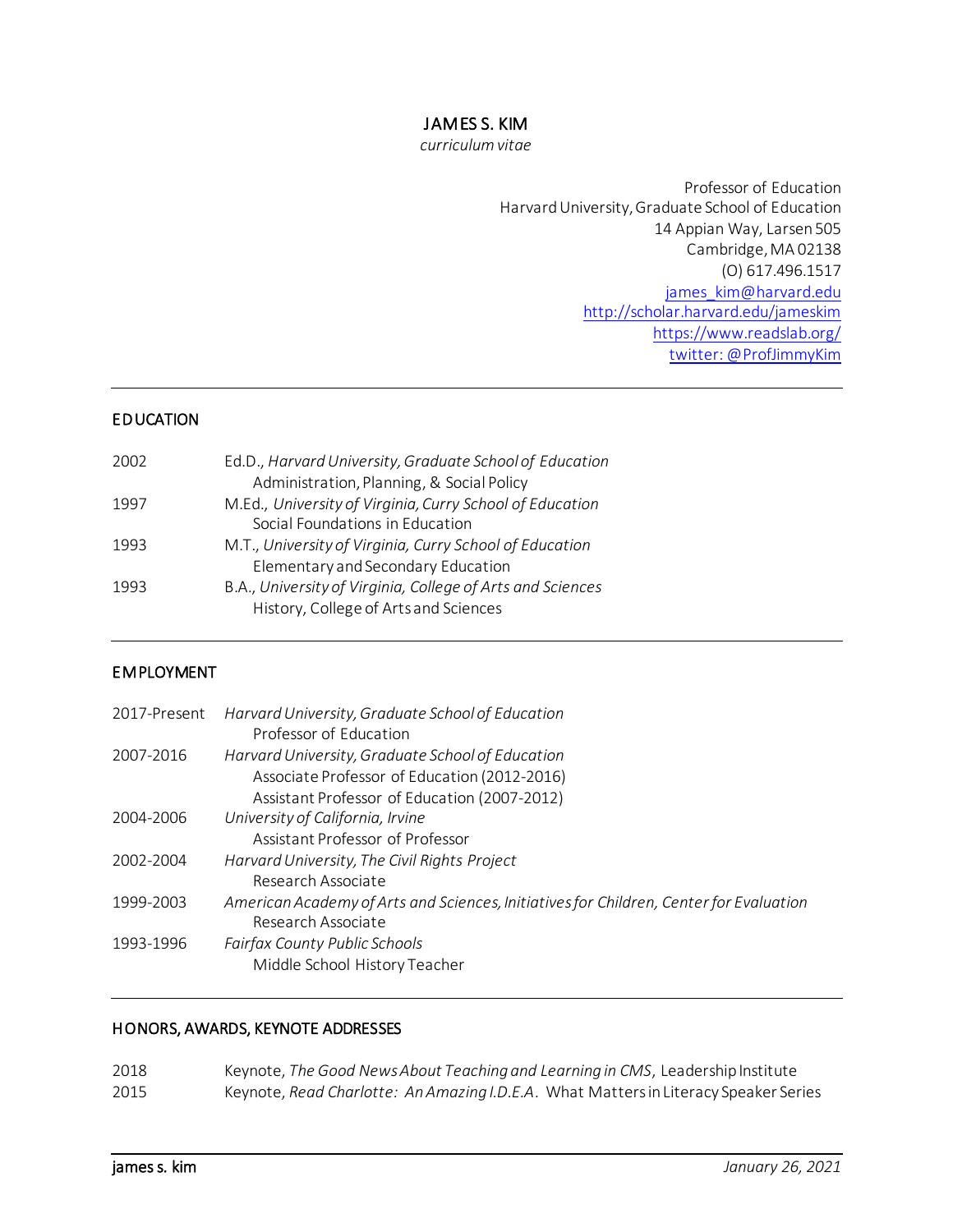# JAMES S. KIM

*curriculum vitae*

Professor of Education
Harvard University, Graduate School of Education
14 Appian Way, Larsen 505
Cambridge, MA 02138
(O) 617.496.1517
james_kim@harvard.edu
http://scholar.harvard.edu/jameskim
https://www.readslab.org/
twitter: @ProfJimmyKim

---

## EDUCATION

| | |
|---|---|
| 2002 | Ed.D., *Harvard University, Graduate School of Education*<br>Administration, Planning, & Social Policy |
| 1997 | M.Ed., *University of Virginia, Curry School of Education*<br>Social Foundations in Education |
| 1993 | M.T., *University of Virginia, Curry School of Education*<br>Elementary and Secondary Education |
| 1993 | B.A., *University of Virginia, College of Arts and Sciences*<br>History, College of Arts and Sciences |

---

## EMPLOYMENT

| | |
|---|---|
| 2017-Present | *Harvard University, Graduate School of Education*<br>Professor of Education |
| 2007-2016 | *Harvard University, Graduate School of Education*<br>Associate Professor of Education (2012-2016)<br>Assistant Professor of Education (2007-2012) |
| 2004-2006 | *University of California, Irvine*<br>Assistant Professor of Professor |
| 2002-2004 | *Harvard University, The Civil Rights Project*<br>Research Associate |
| 1999-2003 | *American Academy of Arts and Sciences, Initiatives for Children, Center for Evaluation*<br>Research Associate |
| 1993-1996 | *Fairfax County Public Schools*<br>Middle School History Teacher |

---

## HONORS, AWARDS, KEYNOTE ADDRESSES

| | |
|---|---|
| 2018 | Keynote, *The Good News About Teaching and Learning in CMS*, Leadership Institute |
| 2015 | Keynote, *Read Charlotte: An Amazing I.D.E.A*. What Matters in Literacy Speaker Series |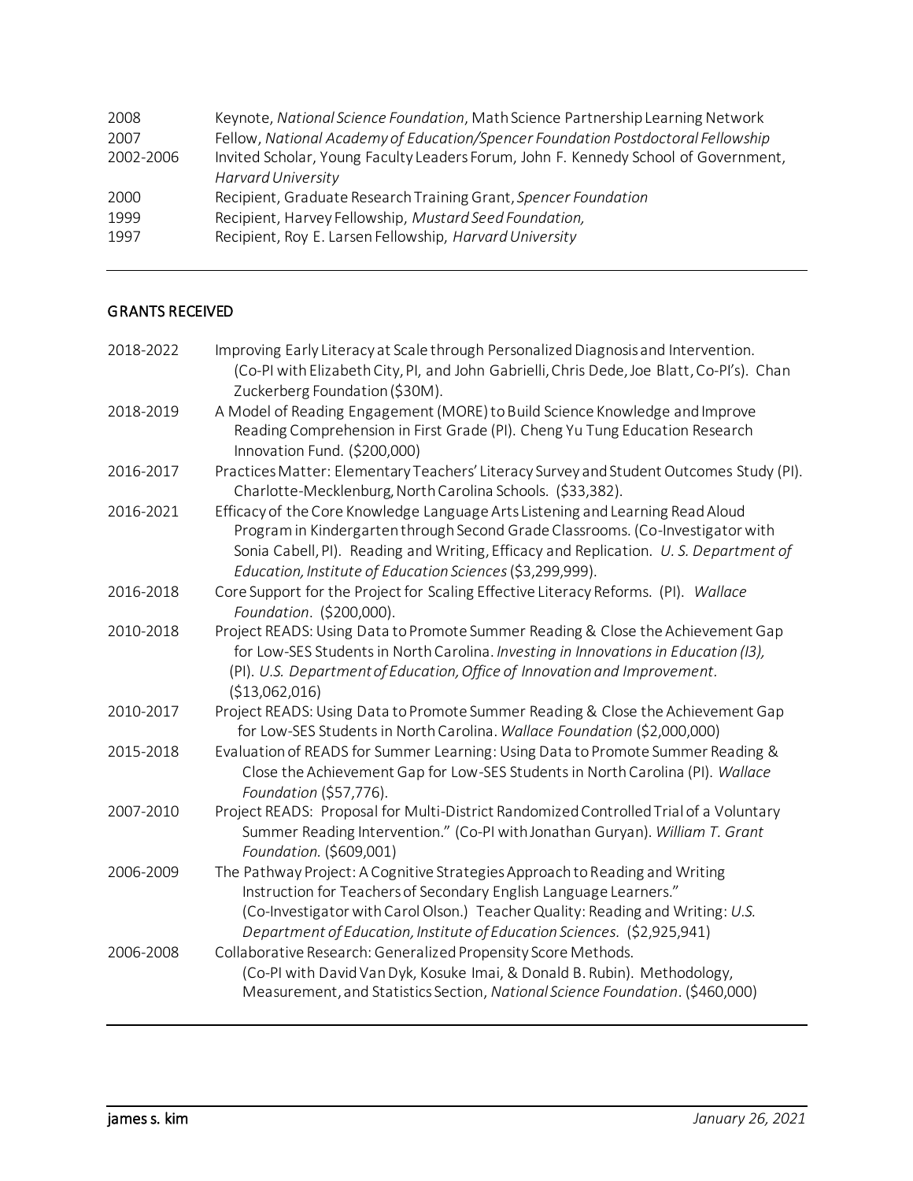| | |
|---|---|
| 2008 | Keynote, *National Science Foundation*, Math Science Partnership Learning Network |
| 2007 | Fellow, *National Academy of Education/Spencer Foundation Postdoctoral Fellowship* |
| 2002-2006 | Invited Scholar, Young Faculty Leaders Forum, John F. Kennedy School of Government, *Harvard University* |
| 2000 | Recipient, Graduate Research Training Grant, *Spencer Foundation* |
| 1999 | Recipient, Harvey Fellowship, *Mustard Seed Foundation,* |
| 1997 | Recipient, Roy E. Larsen Fellowship, *Harvard University* |

## GRANTS RECEIVED

| | |
|---|---|
| 2018-2022 | Improving Early Literacy at Scale through Personalized Diagnosis and Intervention. (Co-PI with Elizabeth City, PI, and John Gabrielli, Chris Dede, Joe Blatt, Co-PI's). Chan Zuckerberg Foundation ($30M). |
| 2018-2019 | A Model of Reading Engagement (MORE) to Build Science Knowledge and Improve Reading Comprehension in First Grade (PI). Cheng Yu Tung Education Research Innovation Fund. ($200,000) |
| 2016-2017 | Practices Matter: Elementary Teachers' Literacy Survey and Student Outcomes Study (PI). Charlotte-Mecklenburg, North Carolina Schools. ($33,382). |
| 2016-2021 | Efficacy of the Core Knowledge Language Arts Listening and Learning Read Aloud Program in Kindergarten through Second Grade Classrooms. (Co-Investigator with Sonia Cabell, PI). Reading and Writing, Efficacy and Replication. *U. S. Department of Education, Institute of Education Sciences* ($3,299,999). |
| 2016-2018 | Core Support for the Project for Scaling Effective Literacy Reforms. (PI). *Wallace Foundation*. ($200,000). |
| 2010-2018 | Project READS: Using Data to Promote Summer Reading & Close the Achievement Gap for Low-SES Students in North Carolina. *Investing in Innovations in Education (I3),* (PI). *U.S. Department of Education, Office of Innovation and Improvement.* ($13,062,016) |
| 2010-2017 | Project READS: Using Data to Promote Summer Reading & Close the Achievement Gap for Low-SES Students in North Carolina. *Wallace Foundation* ($2,000,000) |
| 2015-2018 | Evaluation of READS for Summer Learning: Using Data to Promote Summer Reading & Close the Achievement Gap for Low-SES Students in North Carolina (PI). *Wallace Foundation* ($57,776). |
| 2007-2010 | Project READS: Proposal for Multi-District Randomized Controlled Trial of a Voluntary Summer Reading Intervention." (Co-PI with Jonathan Guryan). *William T. Grant Foundation.* ($609,001) |
| 2006-2009 | The Pathway Project: A Cognitive Strategies Approach to Reading and Writing Instruction for Teachers of Secondary English Language Learners." (Co-Investigator with Carol Olson.) Teacher Quality: Reading and Writing: *U.S. Department of Education, Institute of Education Sciences.* ($2,925,941) |
| 2006-2008 | Collaborative Research: Generalized Propensity Score Methods. (Co-PI with David Van Dyk, Kosuke Imai, & Donald B. Rubin). Methodology, Measurement, and Statistics Section, *National Science Foundation*. ($460,000) |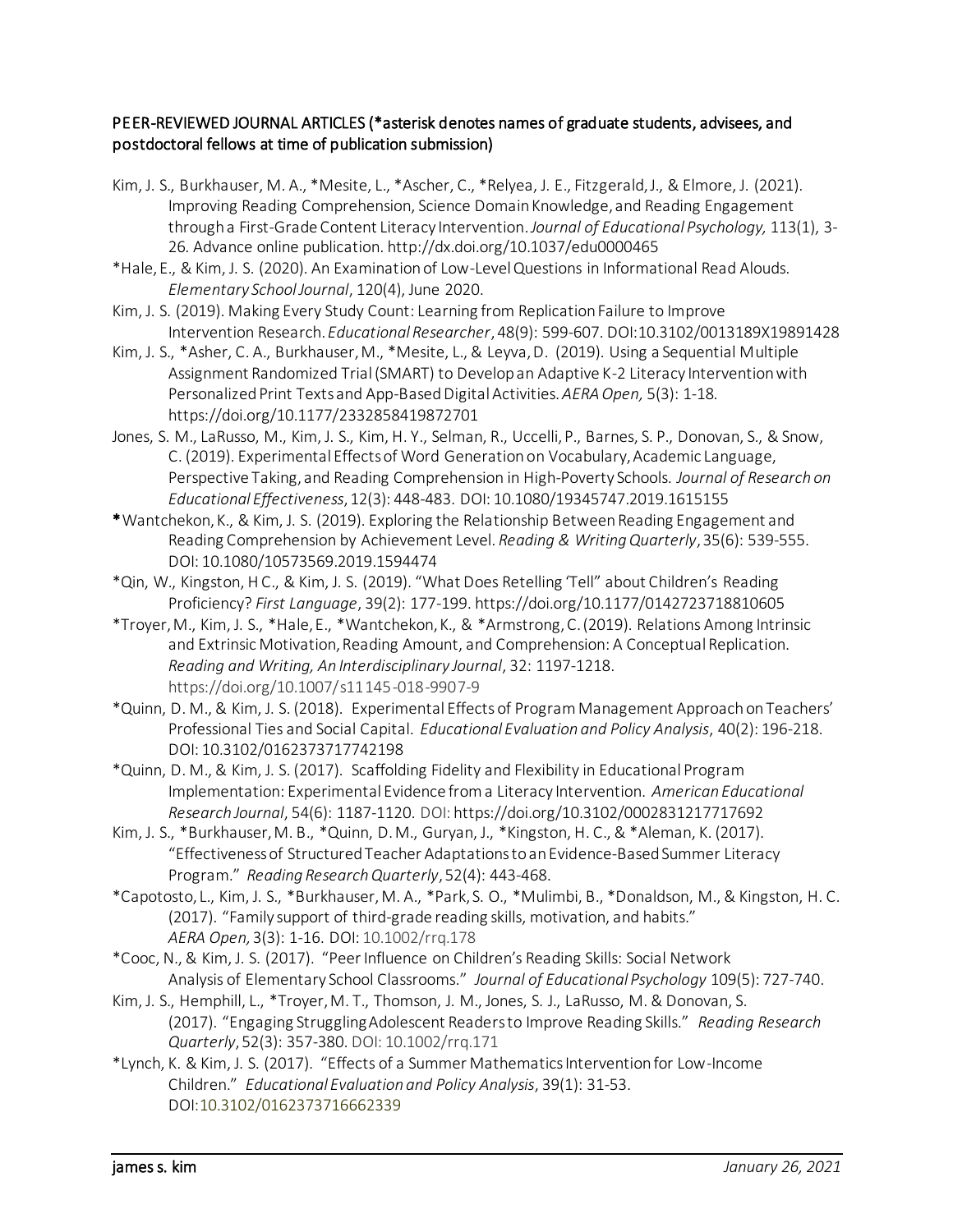PEER-REVIEWED JOURNAL ARTICLES (*asterisk denotes names of graduate students, advisees, and postdoctoral fellows at time of publication submission)

Kim, J. S., Burkhauser, M. A., *Mesite, L., *Ascher, C., *Relyea, J. E., Fitzgerald, J., & Elmore, J. (2021). Improving Reading Comprehension, Science Domain Knowledge, and Reading Engagement through a First-Grade Content Literacy Intervention. *Journal of Educational Psychology,* 113(1), 3-26. Advance online publication. http://dx.doi.org/10.1037/edu0000465

*Hale, E., & Kim, J. S. (2020). An Examination of Low-Level Questions in Informational Read Alouds. *Elementary School Journal*, 120(4), June 2020.

Kim, J. S. (2019). Making Every Study Count: Learning from Replication Failure to Improve Intervention Research. *Educational Researcher*, 48(9): 599-607. DOI:10.3102/0013189X19891428

Kim, J. S., *Asher, C. A., Burkhauser, M., *Mesite, L., & Leyva, D. (2019). Using a Sequential Multiple Assignment Randomized Trial (SMART) to Develop an Adaptive K-2 Literacy Intervention with Personalized Print Texts and App-Based Digital Activities. *AERA Open,* 5(3): 1-18. https://doi.org/10.1177/2332858419872701

Jones, S. M., LaRusso, M., Kim, J. S., Kim, H. Y., Selman, R., Uccelli, P., Barnes, S. P., Donovan, S., & Snow, C. (2019). Experimental Effects of Word Generation on Vocabulary, Academic Language, Perspective Taking, and Reading Comprehension in High-Poverty Schools. *Journal of Research on Educational Effectiveness*, 12(3): 448-483. DOI: 10.1080/19345747.2019.1615155

*Wantchekon, K., & Kim, J. S. (2019). Exploring the Relationship Between Reading Engagement and Reading Comprehension by Achievement Level. *Reading & Writing Quarterly*, 35(6): 539-555. DOI: 10.1080/10573569.2019.1594474

*Qin, W., Kingston, H C., & Kim, J. S. (2019). "What Does Retelling 'Tell" about Children's Reading Proficiency? *First Language*, 39(2): 177-199. https://doi.org/10.1177/0142723718810605

*Troyer, M., Kim, J. S., *Hale, E., *Wantchekon, K., & *Armstrong, C. (2019). Relations Among Intrinsic and Extrinsic Motivation, Reading Amount, and Comprehension: A Conceptual Replication. *Reading and Writing, An Interdisciplinary Journal*, 32: 1197-1218. https://doi.org/10.1007/s11145-018-9907-9

*Quinn, D. M., & Kim, J. S. (2018). Experimental Effects of Program Management Approach on Teachers' Professional Ties and Social Capital. *Educational Evaluation and Policy Analysis*, 40(2): 196-218. DOI: 10.3102/0162373717742198

*Quinn, D. M., & Kim, J. S. (2017). Scaffolding Fidelity and Flexibility in Educational Program Implementation: Experimental Evidence from a Literacy Intervention. *American Educational Research Journal*, 54(6): 1187-1120. DOI: https://doi.org/10.3102/0002831217717692

Kim, J. S., *Burkhauser, M. B., *Quinn, D. M., Guryan, J., *Kingston, H. C., & *Aleman, K. (2017). "Effectiveness of Structured Teacher Adaptations to an Evidence-Based Summer Literacy Program." *Reading Research Quarterly*, 52(4): 443-468.

*Capotosto, L., Kim, J. S., *Burkhauser, M. A., *Park, S. O., *Mulimbi, B., *Donaldson, M., & Kingston, H. C. (2017). "Family support of third-grade reading skills, motivation, and habits." *AERA Open,* 3(3): 1-16. DOI: 10.1002/rrq.178

*Cooc, N., & Kim, J. S. (2017). "Peer Influence on Children's Reading Skills: Social Network Analysis of Elementary School Classrooms." *Journal of Educational Psychology* 109(5): 727-740.

Kim, J. S., Hemphill, L., *Troyer, M. T., Thomson, J. M., Jones, S. J., LaRusso, M. & Donovan, S. (2017). "Engaging Struggling Adolescent Readers to Improve Reading Skills." *Reading Research Quarterly*, 52(3): 357-380. DOI: 10.1002/rrq.171

*Lynch, K. & Kim, J. S. (2017). "Effects of a Summer Mathematics Intervention for Low-Income Children." *Educational Evaluation and Policy Analysis*, 39(1): 31-53. DOI:10.3102/0162373716662339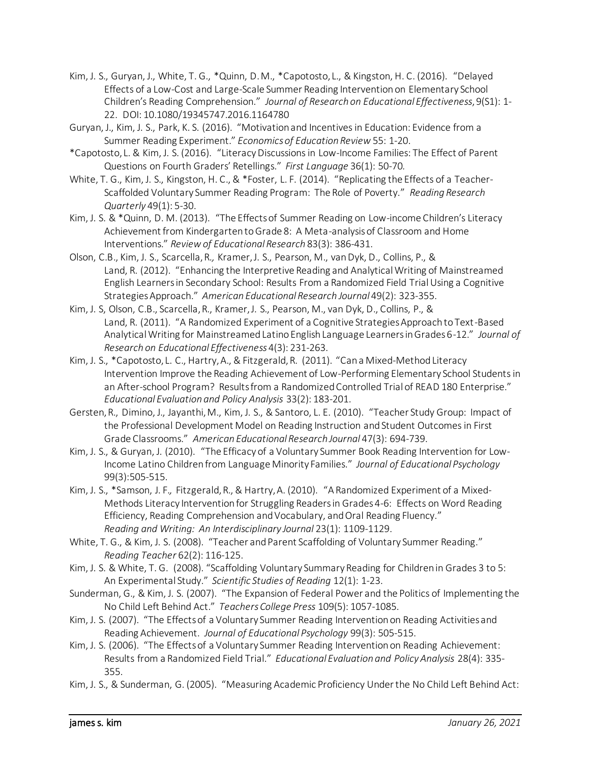Kim, J. S., Guryan, J., White, T. G., *Quinn, D. M., *Capotosto, L., & Kingston, H. C. (2016). "Delayed Effects of a Low-Cost and Large-Scale Summer Reading Intervention on Elementary School Children's Reading Comprehension." *Journal of Research on Educational Effectiveness*, 9(S1): 1-22. DOI: 10.1080/19345747.2016.1164780

Guryan, J., Kim, J. S., Park, K. S. (2016). "Motivation and Incentives in Education: Evidence from a Summer Reading Experiment." *Economics of Education Review* 55: 1-20.

*Capotosto, L. & Kim, J. S. (2016). "Literacy Discussions in Low-Income Families: The Effect of Parent Questions on Fourth Graders' Retellings." *First Language* 36(1): 50-70.

White, T. G., Kim, J. S., Kingston, H. C., & *Foster, L. F. (2014). "Replicating the Effects of a Teacher-Scaffolded Voluntary Summer Reading Program: The Role of Poverty." *Reading Research Quarterly* 49(1): 5-30.

Kim, J. S. & *Quinn, D. M. (2013). "The Effects of Summer Reading on Low-income Children's Literacy Achievement from Kindergarten to Grade 8: A Meta-analysis of Classroom and Home Interventions." *Review of Educational Research* 83(3): 386-431.

Olson, C.B., Kim, J. S., Scarcella, R., Kramer, J. S., Pearson, M., van Dyk, D., Collins, P., & Land, R. (2012). "Enhancing the Interpretive Reading and Analytical Writing of Mainstreamed English Learners in Secondary School: Results From a Randomized Field Trial Using a Cognitive Strategies Approach." *American Educational Research Journal* 49(2): 323-355.

Kim, J. S, Olson, C.B., Scarcella, R., Kramer, J. S., Pearson, M., van Dyk, D., Collins, P., & Land, R. (2011). "A Randomized Experiment of a Cognitive Strategies Approach to Text-Based Analytical Writing for Mainstreamed Latino English Language Learners in Grades 6-12." *Journal of Research on Educational Effectiveness* 4(3): 231-263.

Kim, J. S., *Capotosto, L. C., Hartry, A., & Fitzgerald, R. (2011). "Can a Mixed-Method Literacy Intervention Improve the Reading Achievement of Low-Performing Elementary School Students in an After-school Program? Results from a Randomized Controlled Trial of READ 180 Enterprise." *Educational Evaluation and Policy Analysis* 33(2): 183-201.

Gersten, R., Dimino, J., Jayanthi, M., Kim, J. S., & Santoro, L. E. (2010). "Teacher Study Group: Impact of the Professional Development Model on Reading Instruction and Student Outcomes in First Grade Classrooms." *American Educational Research Journal* 47(3): 694-739.

Kim, J. S., & Guryan, J. (2010). "The Efficacy of a Voluntary Summer Book Reading Intervention for Low-Income Latino Children from Language Minority Families." *Journal of Educational Psychology* 99(3):505-515.

Kim, J. S., *Samson, J. F., Fitzgerald, R., & Hartry, A. (2010). "A Randomized Experiment of a Mixed-Methods Literacy Intervention for Struggling Readers in Grades 4-6: Effects on Word Reading Efficiency, Reading Comprehension and Vocabulary, and Oral Reading Fluency." *Reading and Writing: An Interdisciplinary Journal* 23(1): 1109-1129.

White, T. G., & Kim, J. S. (2008). "Teacher and Parent Scaffolding of Voluntary Summer Reading." *Reading Teacher* 62(2): 116-125.

Kim, J. S. & White, T. G. (2008). "Scaffolding Voluntary Summary Reading for Children in Grades 3 to 5: An Experimental Study." *Scientific Studies of Reading* 12(1): 1-23.

Sunderman, G., & Kim, J. S. (2007). "The Expansion of Federal Power and the Politics of Implementing the No Child Left Behind Act." *Teachers College Press* 109(5): 1057-1085.

Kim, J. S. (2007). "The Effects of a Voluntary Summer Reading Intervention on Reading Activities and Reading Achievement. *Journal of Educational Psychology* 99(3): 505-515.

Kim, J. S. (2006). "The Effects of a Voluntary Summer Reading Intervention on Reading Achievement: Results from a Randomized Field Trial." *Educational Evaluation and Policy Analysis* 28(4): 335-355.

Kim, J. S., & Sunderman, G. (2005). "Measuring Academic Proficiency Under the No Child Left Behind Act: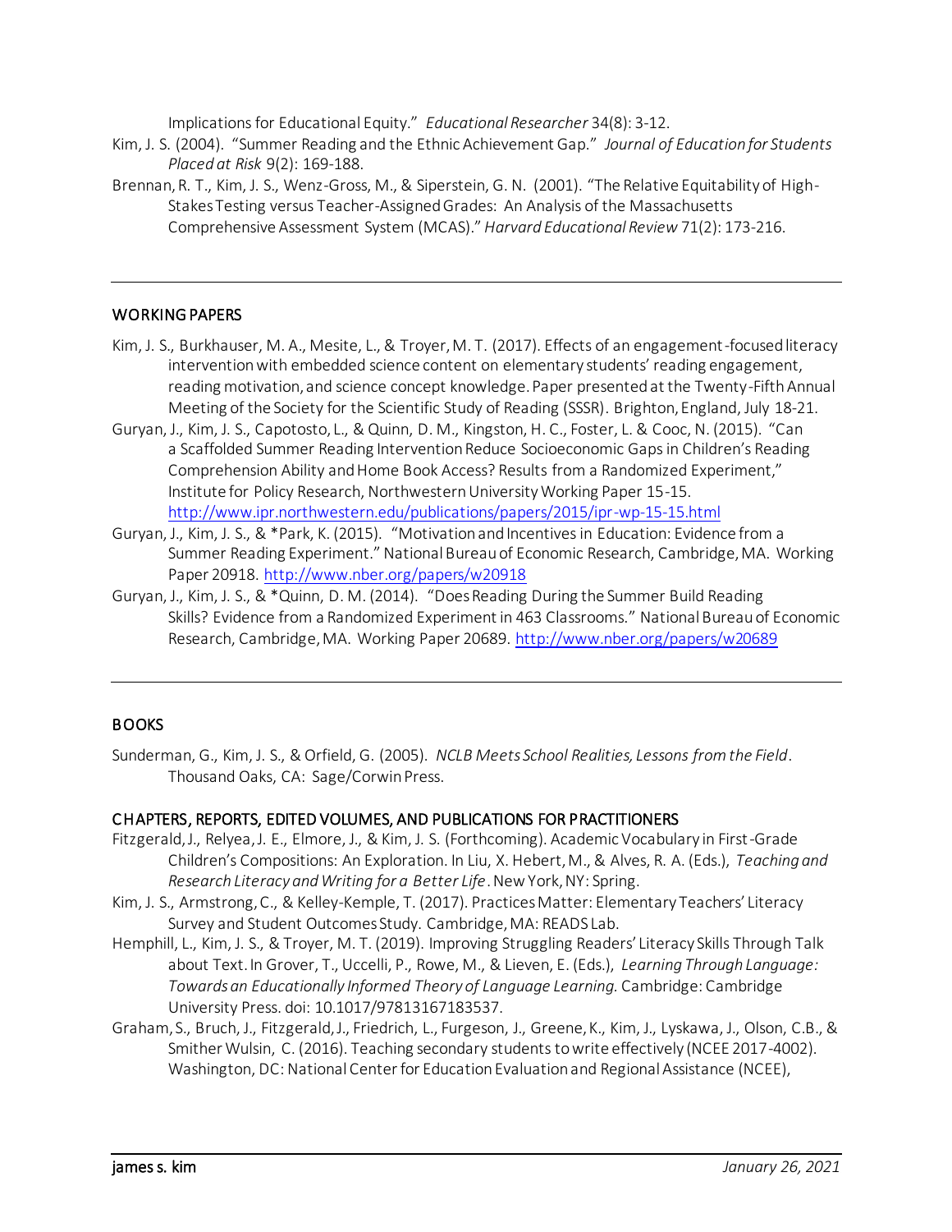Implications for Educational Equity." *Educational Researcher* 34(8): 3-12.

Kim, J. S. (2004). "Summer Reading and the Ethnic Achievement Gap." *Journal of Education for Students Placed at Risk* 9(2): 169-188.

Brennan, R. T., Kim, J. S., Wenz-Gross, M., & Siperstein, G. N. (2001). "The Relative Equitability of High-Stakes Testing versus Teacher-Assigned Grades: An Analysis of the Massachusetts Comprehensive Assessment System (MCAS)." *Harvard Educational Review* 71(2): 173-216.

---

## WORKING PAPERS

Kim, J. S., Burkhauser, M. A., Mesite, L., & Troyer, M. T. (2017). Effects of an engagement-focused literacy intervention with embedded science content on elementary students' reading engagement, reading motivation, and science concept knowledge. Paper presented at the Twenty-Fifth Annual Meeting of the Society for the Scientific Study of Reading (SSSR). Brighton, England, July 18-21.

Guryan, J., Kim, J. S., Capotosto, L., & Quinn, D. M., Kingston, H. C., Foster, L. & Cooc, N. (2015). "Can a Scaffolded Summer Reading Intervention Reduce Socioeconomic Gaps in Children's Reading Comprehension Ability and Home Book Access? Results from a Randomized Experiment," Institute for Policy Research, Northwestern University Working Paper 15-15. http://www.ipr.northwestern.edu/publications/papers/2015/ipr-wp-15-15.html

Guryan, J., Kim, J. S., & *Park, K. (2015). "Motivation and Incentives in Education: Evidence from a Summer Reading Experiment." National Bureau of Economic Research, Cambridge, MA. Working Paper 20918. http://www.nber.org/papers/w20918

Guryan, J., Kim, J. S., & *Quinn, D. M. (2014). "Does Reading During the Summer Build Reading Skills? Evidence from a Randomized Experiment in 463 Classrooms." National Bureau of Economic Research, Cambridge, MA. Working Paper 20689. http://www.nber.org/papers/w20689

---

## BOOKS

Sunderman, G., Kim, J. S., & Orfield, G. (2005). *NCLB Meets School Realities, Lessons from the Field*. Thousand Oaks, CA: Sage/Corwin Press.

## CHAPTERS, REPORTS, EDITED VOLUMES, AND PUBLICATIONS FOR PRACTITIONERS

Fitzgerald, J., Relyea, J. E., Elmore, J., & Kim, J. S. (Forthcoming). Academic Vocabulary in First-Grade Children's Compositions: An Exploration. In Liu, X. Hebert, M., & Alves, R. A. (Eds.), *Teaching and Research Literacy and Writing for a Better Life*. New York, NY: Spring.

Kim, J. S., Armstrong, C., & Kelley-Kemple, T. (2017). Practices Matter: Elementary Teachers' Literacy Survey and Student Outcomes Study. Cambridge, MA: READS Lab.

Hemphill, L., Kim, J. S., & Troyer, M. T. (2019). Improving Struggling Readers' Literacy Skills Through Talk about Text. In Grover, T., Uccelli, P., Rowe, M., & Lieven, E. (Eds.), *Learning Through Language: Towards an Educationally Informed Theory of Language Learning.* Cambridge: Cambridge University Press. doi: 10.1017/97813167183537.

Graham, S., Bruch, J., Fitzgerald, J., Friedrich, L., Furgeson, J., Greene, K., Kim, J., Lyskawa, J., Olson, C.B., & Smither Wulsin, C. (2016). Teaching secondary students to write effectively (NCEE 2017-4002). Washington, DC: National Center for Education Evaluation and Regional Assistance (NCEE),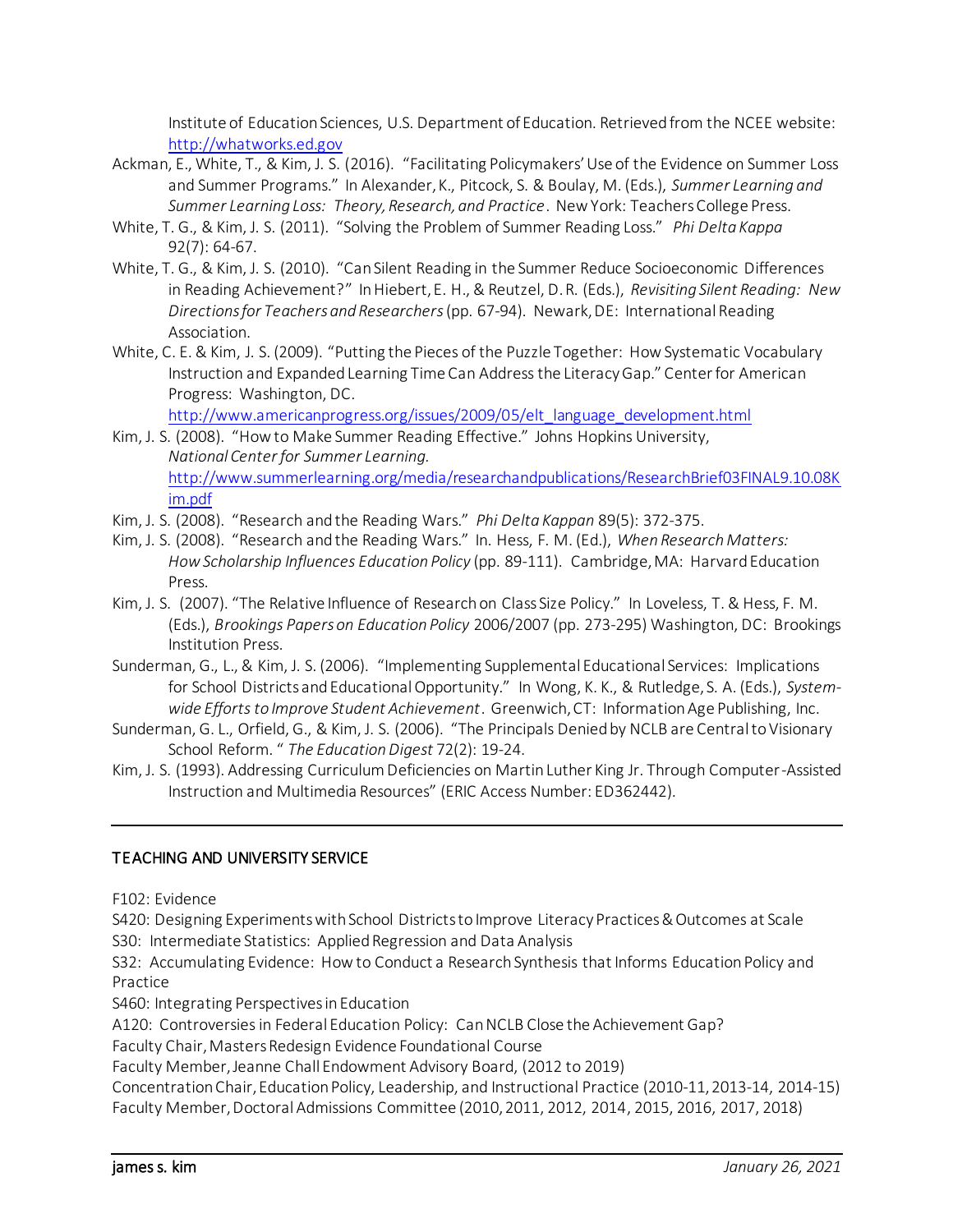Institute of Education Sciences, U.S. Department of Education. Retrieved from the NCEE website: http://whatworks.ed.gov

Ackman, E., White, T., & Kim, J. S. (2016). "Facilitating Policymakers' Use of the Evidence on Summer Loss and Summer Programs." In Alexander, K., Pitcock, S. & Boulay, M. (Eds.), *Summer Learning and Summer Learning Loss: Theory, Research, and Practice*. New York: Teachers College Press.

White, T. G., & Kim, J. S. (2011). "Solving the Problem of Summer Reading Loss." *Phi Delta Kappa* 92(7): 64-67.

White, T. G., & Kim, J. S. (2010). "Can Silent Reading in the Summer Reduce Socioeconomic Differences in Reading Achievement?" In Hiebert, E. H., & Reutzel, D. R. (Eds.), *Revisiting Silent Reading: New Directions for Teachers and Researchers* (pp. 67-94). Newark, DE: International Reading Association.

White, C. E. & Kim, J. S. (2009). "Putting the Pieces of the Puzzle Together: How Systematic Vocabulary Instruction and Expanded Learning Time Can Address the Literacy Gap." Center for American Progress: Washington, DC. http://www.americanprogress.org/issues/2009/05/elt_language_development.html

Kim, J. S. (2008). "How to Make Summer Reading Effective." Johns Hopkins University, *National Center for Summer Learning.* http://www.summerlearning.org/media/researchandpublications/ResearchBrief03FINAL9.10.08Kim.pdf

Kim, J. S. (2008). "Research and the Reading Wars." *Phi Delta Kappan* 89(5): 372-375.

Kim, J. S. (2008). "Research and the Reading Wars." In. Hess, F. M. (Ed.), *When Research Matters: How Scholarship Influences Education Policy* (pp. 89-111). Cambridge, MA: Harvard Education Press.

Kim, J. S. (2007). "The Relative Influence of Research on Class Size Policy." In Loveless, T. & Hess, F. M. (Eds.), *Brookings Papers on Education Policy* 2006/2007 (pp. 273-295) Washington, DC: Brookings Institution Press.

Sunderman, G., L., & Kim, J. S. (2006). "Implementing Supplemental Educational Services: Implications for School Districts and Educational Opportunity." In Wong, K. K., & Rutledge, S. A. (Eds.), *System-wide Efforts to Improve Student Achievement*. Greenwich, CT: Information Age Publishing, Inc.

Sunderman, G. L., Orfield, G., & Kim, J. S. (2006). "The Principals Denied by NCLB are Central to Visionary School Reform. " *The Education Digest* 72(2): 19-24.

Kim, J. S. (1993). Addressing Curriculum Deficiencies on Martin Luther King Jr. Through Computer-Assisted Instruction and Multimedia Resources" (ERIC Access Number: ED362442).

---

## TEACHING AND UNIVERSITY SERVICE

F102: Evidence
S420: Designing Experiments with School Districts to Improve Literacy Practices & Outcomes at Scale
S30: Intermediate Statistics: Applied Regression and Data Analysis
S32: Accumulating Evidence: How to Conduct a Research Synthesis that Informs Education Policy and Practice
S460: Integrating Perspectives in Education
A120: Controversies in Federal Education Policy: Can NCLB Close the Achievement Gap?
Faculty Chair, Masters Redesign Evidence Foundational Course
Faculty Member, Jeanne Chall Endowment Advisory Board, (2012 to 2019)
Concentration Chair, Education Policy, Leadership, and Instructional Practice (2010-11, 2013-14, 2014-15)
Faculty Member, Doctoral Admissions Committee (2010, 2011, 2012, 2014, 2015, 2016, 2017, 2018)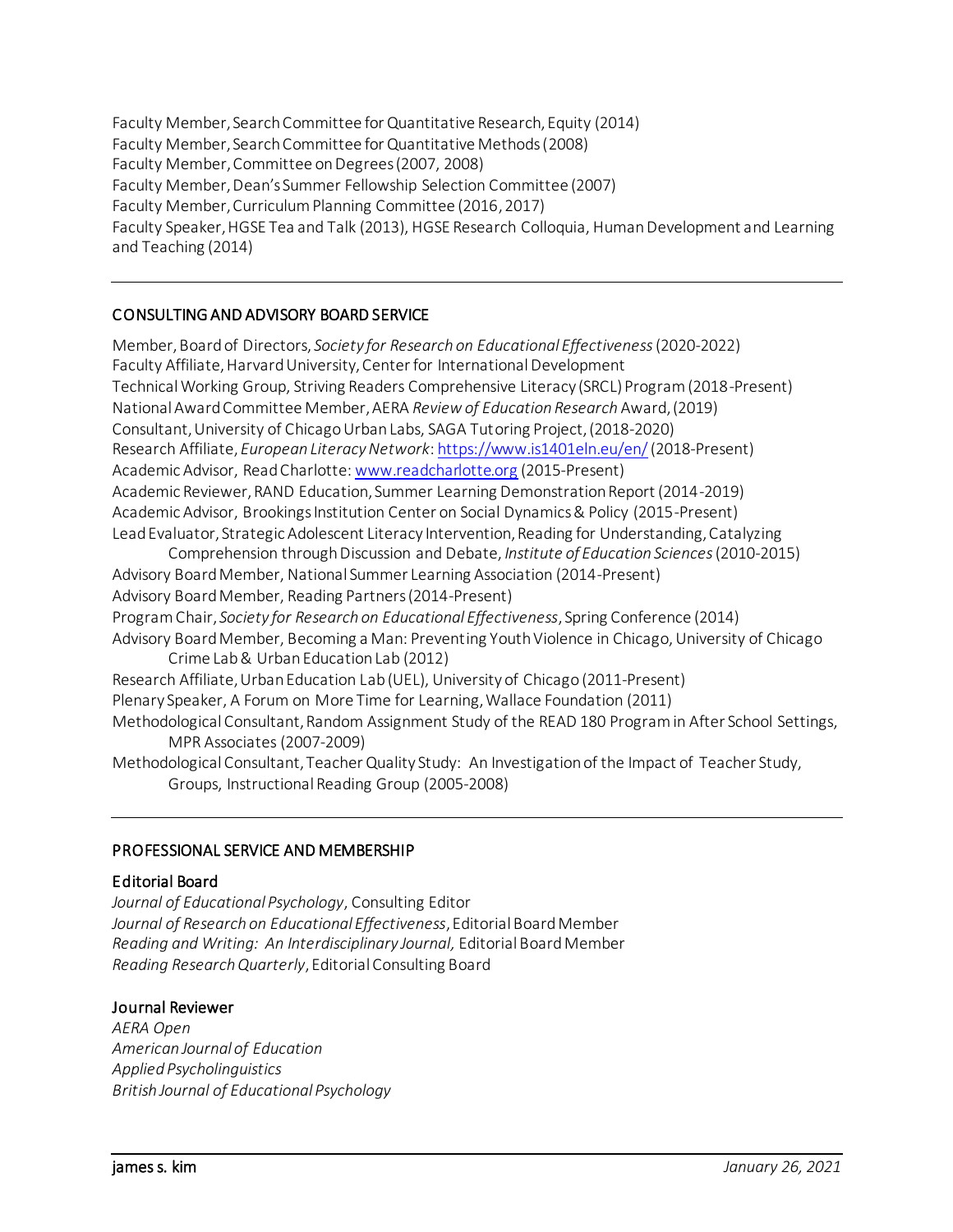Faculty Member, Search Committee for Quantitative Research, Equity (2014)
Faculty Member, Search Committee for Quantitative Methods (2008)
Faculty Member, Committee on Degrees (2007, 2008)
Faculty Member, Dean's Summer Fellowship Selection Committee (2007)
Faculty Member, Curriculum Planning Committee (2016, 2017)
Faculty Speaker, HGSE Tea and Talk (2013), HGSE Research Colloquia, Human Development and Learning and Teaching (2014)

---

## CONSULTING AND ADVISORY BOARD SERVICE

Member, Board of Directors, *Society for Research on Educational Effectiveness* (2020-2022)
Faculty Affiliate, Harvard University, Center for International Development
Technical Working Group, Striving Readers Comprehensive Literacy (SRCL) Program (2018-Present)
National Award Committee Member, AERA *Review of Education Research* Award, (2019)
Consultant, University of Chicago Urban Labs, SAGA Tutoring Project, (2018-2020)
Research Affiliate, *European Literacy Network*: https://www.is1401eln.eu/en/ (2018-Present)
Academic Advisor, Read Charlotte: www.readcharlotte.org (2015-Present)
Academic Reviewer, RAND Education, Summer Learning Demonstration Report (2014-2019)
Academic Advisor, Brookings Institution Center on Social Dynamics & Policy (2015-Present)
Lead Evaluator, Strategic Adolescent Literacy Intervention, Reading for Understanding, Catalyzing Comprehension through Discussion and Debate, *Institute of Education Sciences* (2010-2015)
Advisory Board Member, National Summer Learning Association (2014-Present)
Advisory Board Member, Reading Partners (2014-Present)
Program Chair, *Society for Research on Educational Effectiveness*, Spring Conference (2014)
Advisory Board Member, Becoming a Man: Preventing Youth Violence in Chicago, University of Chicago Crime Lab & Urban Education Lab (2012)
Research Affiliate, Urban Education Lab (UEL), University of Chicago (2011-Present)
Plenary Speaker, A Forum on More Time for Learning, Wallace Foundation (2011)
Methodological Consultant, Random Assignment Study of the READ 180 Program in After School Settings, MPR Associates (2007-2009)
Methodological Consultant, Teacher Quality Study: An Investigation of the Impact of Teacher Study, Groups, Instructional Reading Group (2005-2008)

---

## PROFESSIONAL SERVICE AND MEMBERSHIP

### Editorial Board

*Journal of Educational Psychology*, Consulting Editor
*Journal of Research on Educational Effectiveness*, Editorial Board Member
*Reading and Writing: An Interdisciplinary Journal,* Editorial Board Member
*Reading Research Quarterly*, Editorial Consulting Board

### Journal Reviewer

*AERA Open*
*American Journal of Education*
*Applied Psycholinguistics*
*British Journal of Educational Psychology*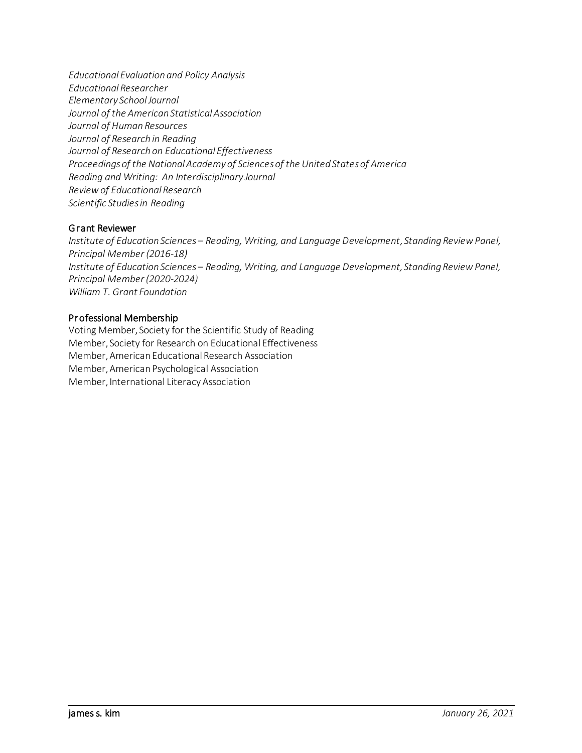*Educational Evaluation and Policy Analysis*
*Educational Researcher*
*Elementary School Journal*
*Journal of the American Statistical Association*
*Journal of Human Resources*
*Journal of Research in Reading*
*Journal of Research on Educational Effectiveness*
*Proceedings of the National Academy of Sciences of the United States of America*
*Reading and Writing: An Interdisciplinary Journal*
*Review of Educational Research*
*Scientific Studies in Reading*

## Grant Reviewer

*Institute of Education Sciences – Reading, Writing, and Language Development, Standing Review Panel, Principal Member (2016-18)*
*Institute of Education Sciences – Reading, Writing, and Language Development, Standing Review Panel, Principal Member (2020-2024)*
*William T. Grant Foundation*

## Professional Membership

Voting Member, Society for the Scientific Study of Reading
Member, Society for Research on Educational Effectiveness
Member, American Educational Research Association
Member, American Psychological Association
Member, International Literacy Association